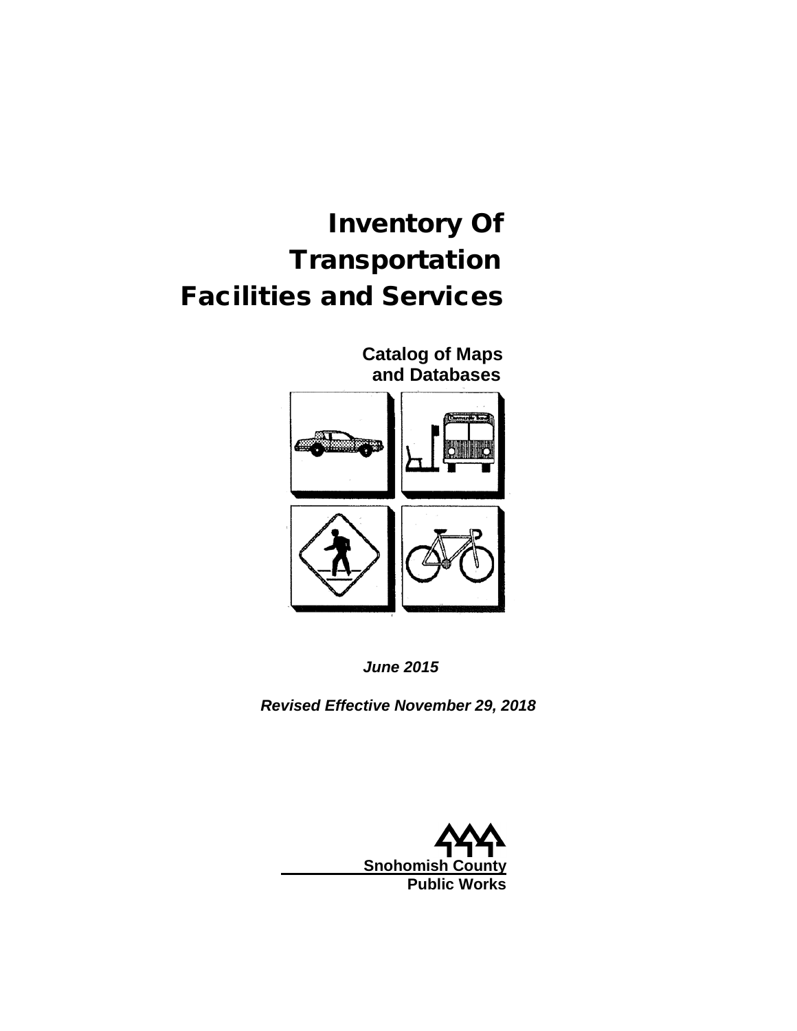# Inventory Of Transportation Facilities and Services

**Catalog of Maps and Databases**

***June 2015***

***Revised Effective November 29, 2018***

**Snohomish County**
**Public Works**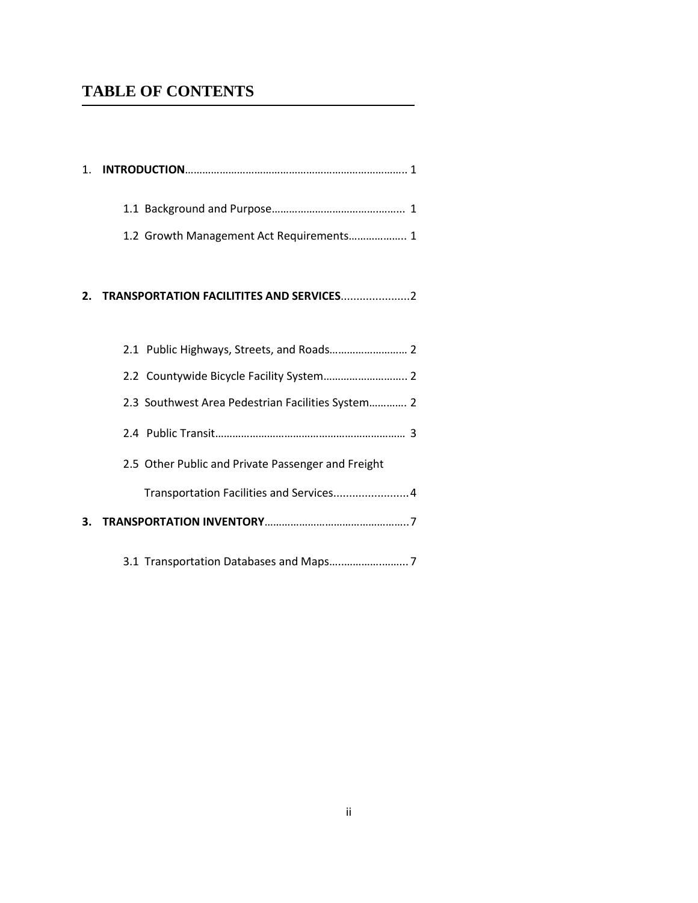# TABLE OF CONTENTS

1. **INTRODUCTION**………………………………………………………………….. 1

    1.1 Background and Purpose……………………………………….. 1

    1.2 Growth Management Act Requirements……………….. 1

**2. TRANSPORTATION FACILITITES AND SERVICES**......................2

    2.1 Public Highways, Streets, and Roads……………………… 2

    2.2 Countywide Bicycle Facility System……………………….. 2

    2.3 Southwest Area Pedestrian Facilities System…………. 2

    2.4 Public Transit………………………………………………………… 3

    2.5 Other Public and Private Passenger and Freight Transportation Facilities and Services........................4

**3. TRANSPORTATION INVENTORY**…………………………………………..7

    3.1 Transportation Databases and Maps……………………..7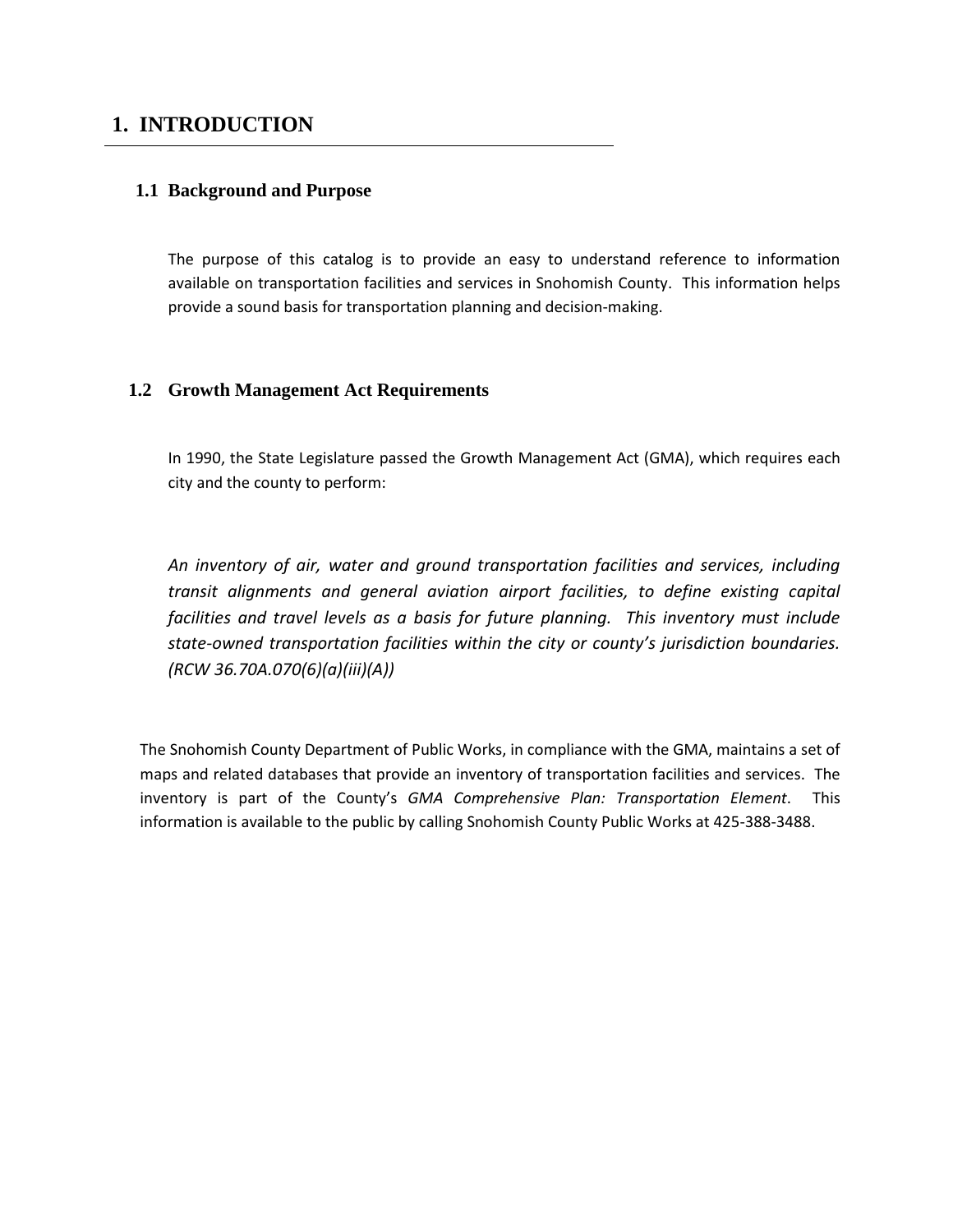# 1. INTRODUCTION

## 1.1 Background and Purpose

The purpose of this catalog is to provide an easy to understand reference to information available on transportation facilities and services in Snohomish County. This information helps provide a sound basis for transportation planning and decision-making.

## 1.2 Growth Management Act Requirements

In 1990, the State Legislature passed the Growth Management Act (GMA), which requires each city and the county to perform:

*An inventory of air, water and ground transportation facilities and services, including transit alignments and general aviation airport facilities, to define existing capital facilities and travel levels as a basis for future planning. This inventory must include state-owned transportation facilities within the city or county's jurisdiction boundaries. (RCW 36.70A.070(6)(a)(iii)(A))*

The Snohomish County Department of Public Works, in compliance with the GMA, maintains a set of maps and related databases that provide an inventory of transportation facilities and services. The inventory is part of the County's *GMA Comprehensive Plan: Transportation Element*. This information is available to the public by calling Snohomish County Public Works at 425-388-3488.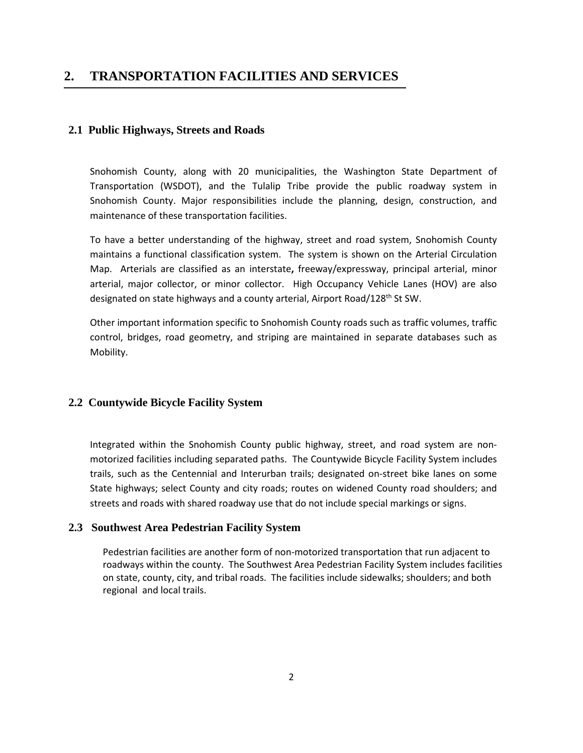# 2. TRANSPORTATION FACILITIES AND SERVICES

## 2.1 Public Highways, Streets and Roads

Snohomish County, along with 20 municipalities, the Washington State Department of Transportation (WSDOT), and the Tulalip Tribe provide the public roadway system in Snohomish County. Major responsibilities include the planning, design, construction, and maintenance of these transportation facilities.

To have a better understanding of the highway, street and road system, Snohomish County maintains a functional classification system. The system is shown on the Arterial Circulation Map. Arterials are classified as an interstate**,** freeway/expressway, principal arterial, minor arterial, major collector, or minor collector. High Occupancy Vehicle Lanes (HOV) are also designated on state highways and a county arterial, Airport Road/128th St SW.

Other important information specific to Snohomish County roads such as traffic volumes, traffic control, bridges, road geometry, and striping are maintained in separate databases such as Mobility.

## 2.2 Countywide Bicycle Facility System

Integrated within the Snohomish County public highway, street, and road system are non-motorized facilities including separated paths. The Countywide Bicycle Facility System includes trails, such as the Centennial and Interurban trails; designated on-street bike lanes on some State highways; select County and city roads; routes on widened County road shoulders; and streets and roads with shared roadway use that do not include special markings or signs.

## 2.3 Southwest Area Pedestrian Facility System

Pedestrian facilities are another form of non-motorized transportation that run adjacent to roadways within the county. The Southwest Area Pedestrian Facility System includes facilities on state, county, city, and tribal roads. The facilities include sidewalks; shoulders; and both regional and local trails.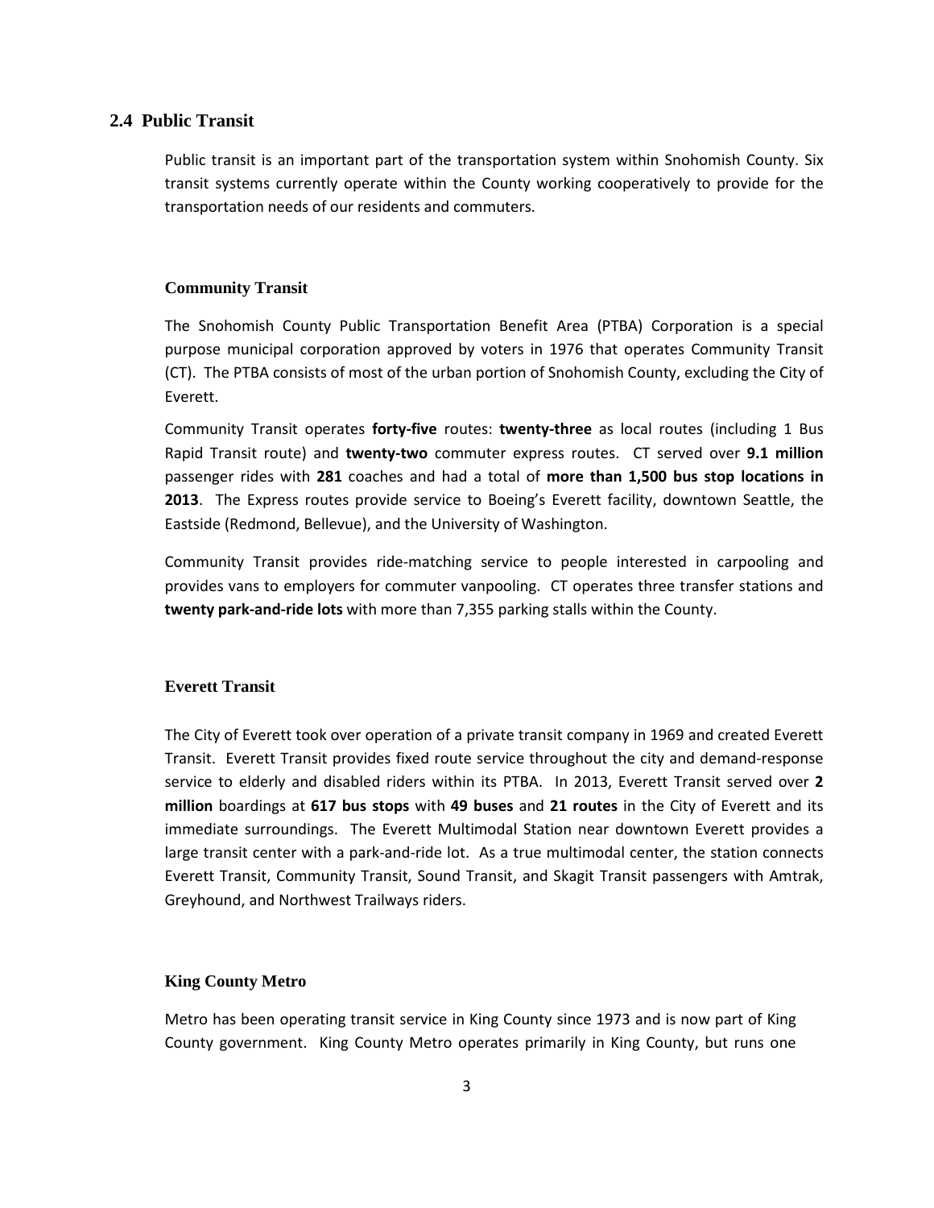## 2.4 Public Transit

Public transit is an important part of the transportation system within Snohomish County. Six transit systems currently operate within the County working cooperatively to provide for the transportation needs of our residents and commuters.

### Community Transit

The Snohomish County Public Transportation Benefit Area (PTBA) Corporation is a special purpose municipal corporation approved by voters in 1976 that operates Community Transit (CT). The PTBA consists of most of the urban portion of Snohomish County, excluding the City of Everett.

Community Transit operates **forty-five** routes: **twenty-three** as local routes (including 1 Bus Rapid Transit route) and **twenty-two** commuter express routes. CT served over **9.1 million** passenger rides with **281** coaches and had a total of **more than 1,500 bus stop locations in 2013**. The Express routes provide service to Boeing's Everett facility, downtown Seattle, the Eastside (Redmond, Bellevue), and the University of Washington.

Community Transit provides ride-matching service to people interested in carpooling and provides vans to employers for commuter vanpooling. CT operates three transfer stations and **twenty park-and-ride lots** with more than 7,355 parking stalls within the County.

### Everett Transit

The City of Everett took over operation of a private transit company in 1969 and created Everett Transit. Everett Transit provides fixed route service throughout the city and demand-response service to elderly and disabled riders within its PTBA. In 2013, Everett Transit served over **2 million** boardings at **617 bus stops** with **49 buses** and **21 routes** in the City of Everett and its immediate surroundings. The Everett Multimodal Station near downtown Everett provides a large transit center with a park-and-ride lot. As a true multimodal center, the station connects Everett Transit, Community Transit, Sound Transit, and Skagit Transit passengers with Amtrak, Greyhound, and Northwest Trailways riders.

### King County Metro

Metro has been operating transit service in King County since 1973 and is now part of King County government. King County Metro operates primarily in King County, but runs one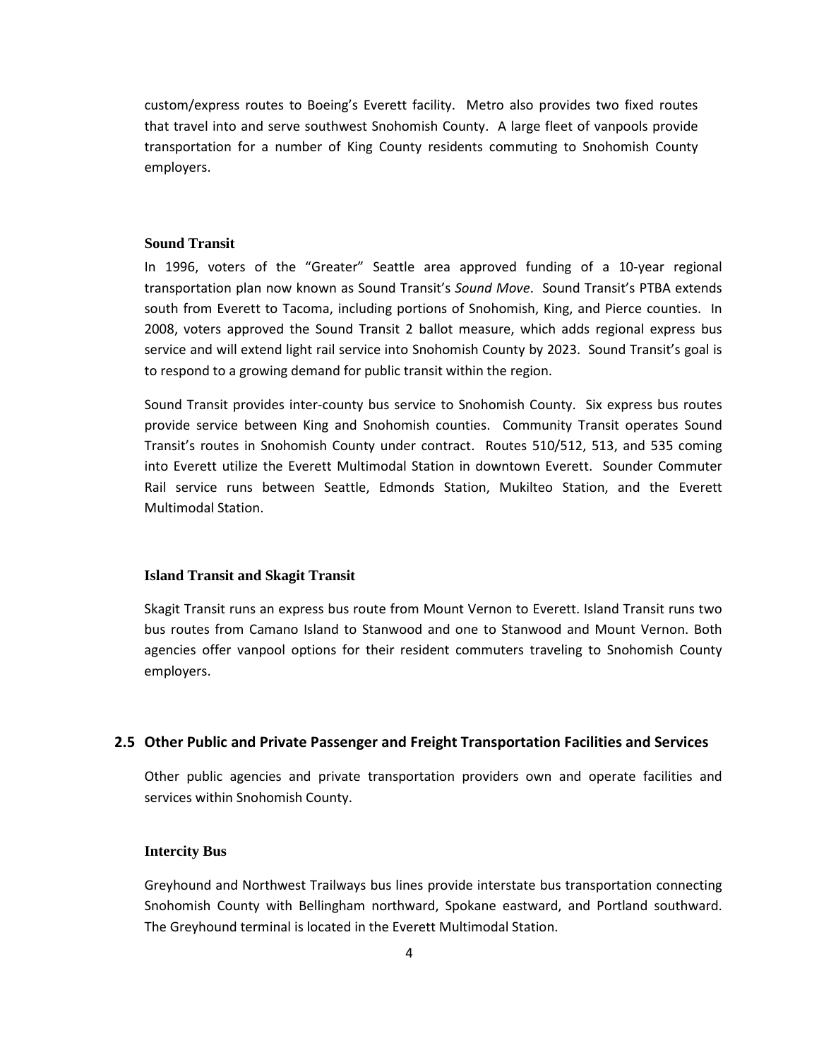custom/express routes to Boeing's Everett facility. Metro also provides two fixed routes that travel into and serve southwest Snohomish County. A large fleet of vanpools provide transportation for a number of King County residents commuting to Snohomish County employers.

### Sound Transit

In 1996, voters of the "Greater" Seattle area approved funding of a 10-year regional transportation plan now known as Sound Transit's *Sound Move*. Sound Transit's PTBA extends south from Everett to Tacoma, including portions of Snohomish, King, and Pierce counties. In 2008, voters approved the Sound Transit 2 ballot measure, which adds regional express bus service and will extend light rail service into Snohomish County by 2023. Sound Transit's goal is to respond to a growing demand for public transit within the region.

Sound Transit provides inter-county bus service to Snohomish County. Six express bus routes provide service between King and Snohomish counties. Community Transit operates Sound Transit's routes in Snohomish County under contract. Routes 510/512, 513, and 535 coming into Everett utilize the Everett Multimodal Station in downtown Everett. Sounder Commuter Rail service runs between Seattle, Edmonds Station, Mukilteo Station, and the Everett Multimodal Station.

### Island Transit and Skagit Transit

Skagit Transit runs an express bus route from Mount Vernon to Everett. Island Transit runs two bus routes from Camano Island to Stanwood and one to Stanwood and Mount Vernon. Both agencies offer vanpool options for their resident commuters traveling to Snohomish County employers.

## 2.5 Other Public and Private Passenger and Freight Transportation Facilities and Services

Other public agencies and private transportation providers own and operate facilities and services within Snohomish County.

### Intercity Bus

Greyhound and Northwest Trailways bus lines provide interstate bus transportation connecting Snohomish County with Bellingham northward, Spokane eastward, and Portland southward. The Greyhound terminal is located in the Everett Multimodal Station.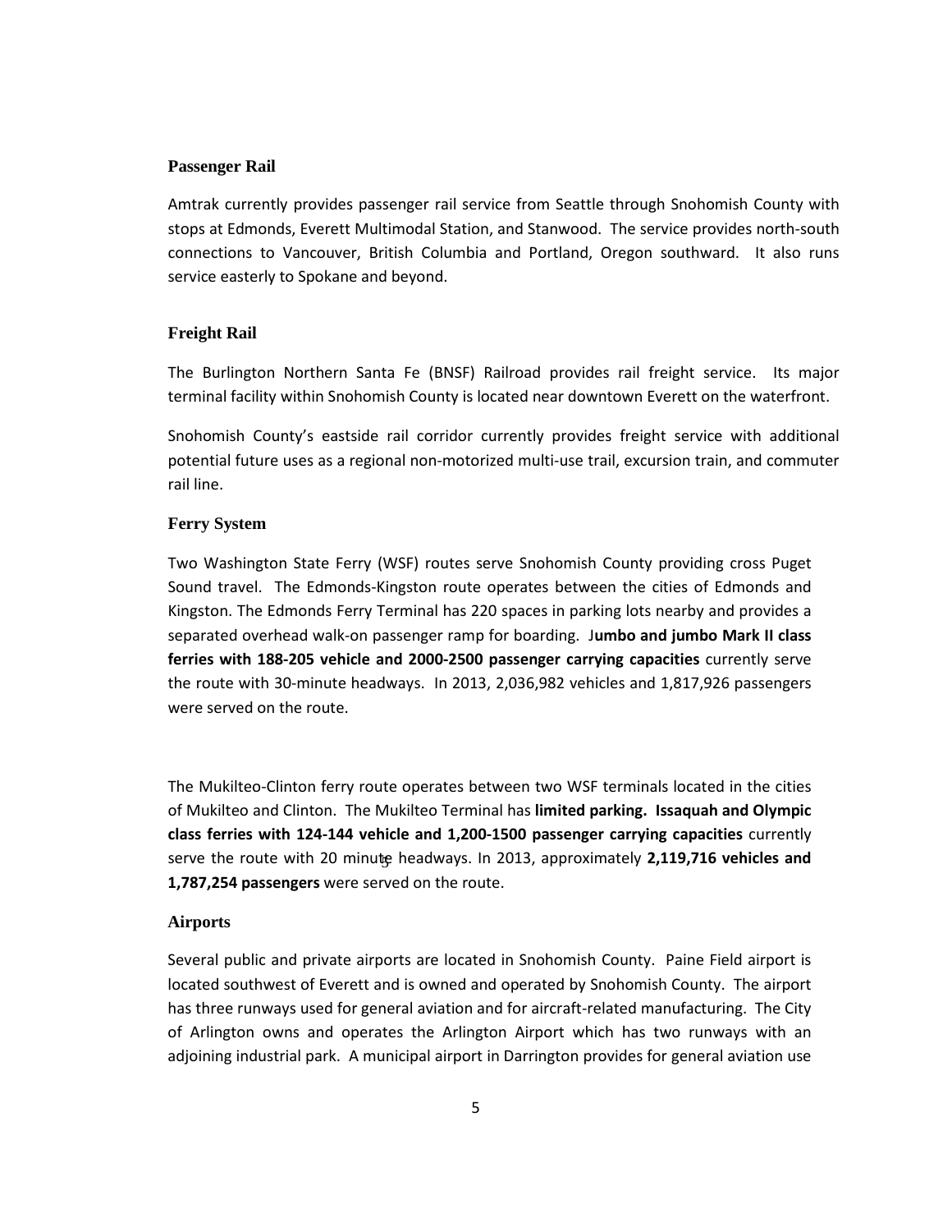### Passenger Rail

Amtrak currently provides passenger rail service from Seattle through Snohomish County with stops at Edmonds, Everett Multimodal Station, and Stanwood. The service provides north-south connections to Vancouver, British Columbia and Portland, Oregon southward. It also runs service easterly to Spokane and beyond.

### Freight Rail

The Burlington Northern Santa Fe (BNSF) Railroad provides rail freight service. Its major terminal facility within Snohomish County is located near downtown Everett on the waterfront.

Snohomish County's eastside rail corridor currently provides freight service with additional potential future uses as a regional non-motorized multi-use trail, excursion train, and commuter rail line.

### Ferry System

Two Washington State Ferry (WSF) routes serve Snohomish County providing cross Puget Sound travel. The Edmonds-Kingston route operates between the cities of Edmonds and Kingston. The Edmonds Ferry Terminal has 220 spaces in parking lots nearby and provides a separated overhead walk-on passenger ramp for boarding. J**umbo and jumbo Mark II class ferries with 188-205 vehicle and 2000-2500 passenger carrying capacities** currently serve the route with 30-minute headways. In 2013, 2,036,982 vehicles and 1,817,926 passengers were served on the route.

The Mukilteo-Clinton ferry route operates between two WSF terminals located in the cities of Mukilteo and Clinton. The Mukilteo Terminal has **limited parking. Issaquah and Olympic class ferries with 124-144 vehicle and 1,200-1500 passenger carrying capacities** currently serve the route with 20 minute headways. In 2013, approximately **2,119,716 vehicles and 1,787,254 passengers** were served on the route.

### Airports

Several public and private airports are located in Snohomish County. Paine Field airport is located southwest of Everett and is owned and operated by Snohomish County. The airport has three runways used for general aviation and for aircraft-related manufacturing. The City of Arlington owns and operates the Arlington Airport which has two runways with an adjoining industrial park. A municipal airport in Darrington provides for general aviation use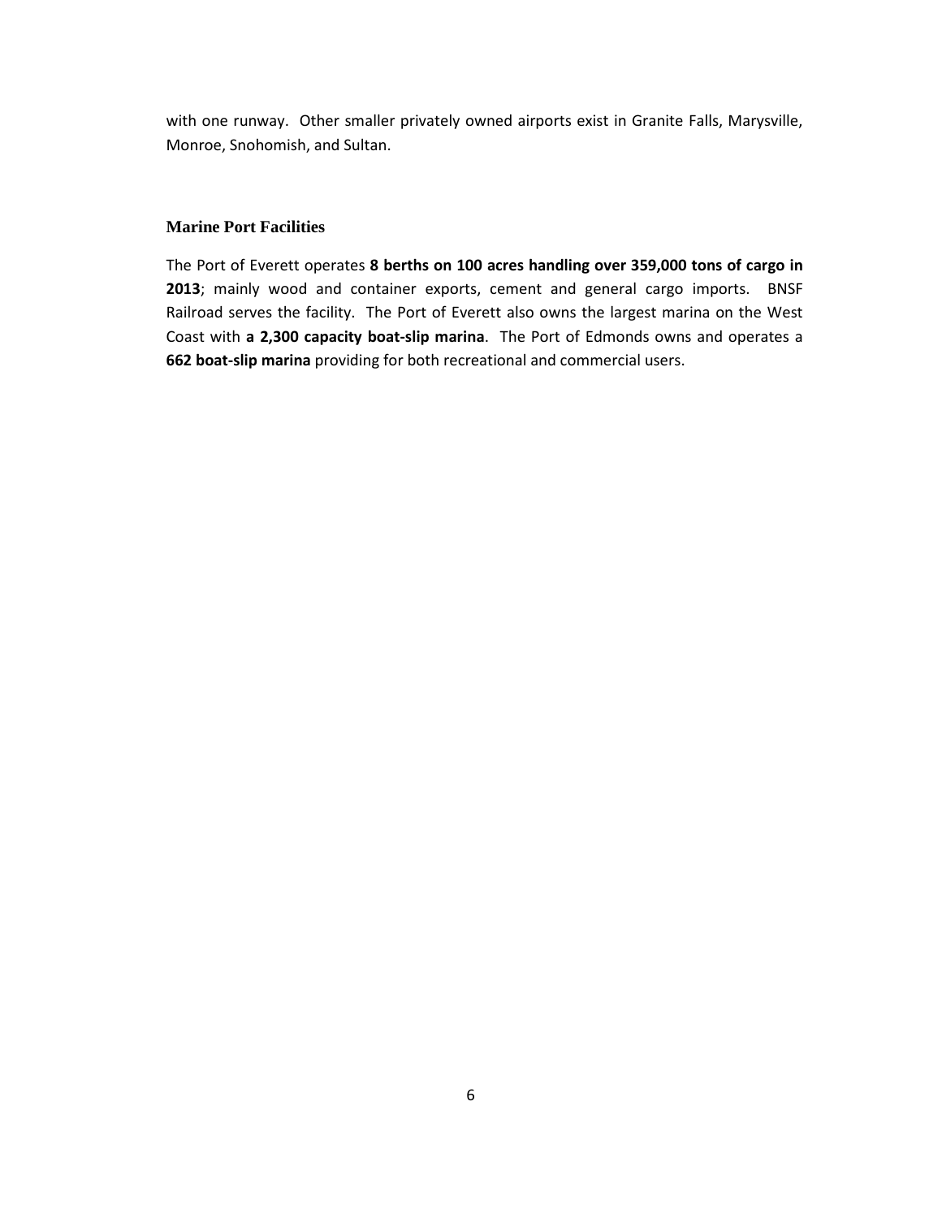with one runway. Other smaller privately owned airports exist in Granite Falls, Marysville, Monroe, Snohomish, and Sultan.

### Marine Port Facilities

The Port of Everett operates **8 berths on 100 acres handling over 359,000 tons of cargo in 2013**; mainly wood and container exports, cement and general cargo imports. BNSF Railroad serves the facility. The Port of Everett also owns the largest marina on the West Coast with **a 2,300 capacity boat-slip marina**. The Port of Edmonds owns and operates a **662 boat-slip marina** providing for both recreational and commercial users.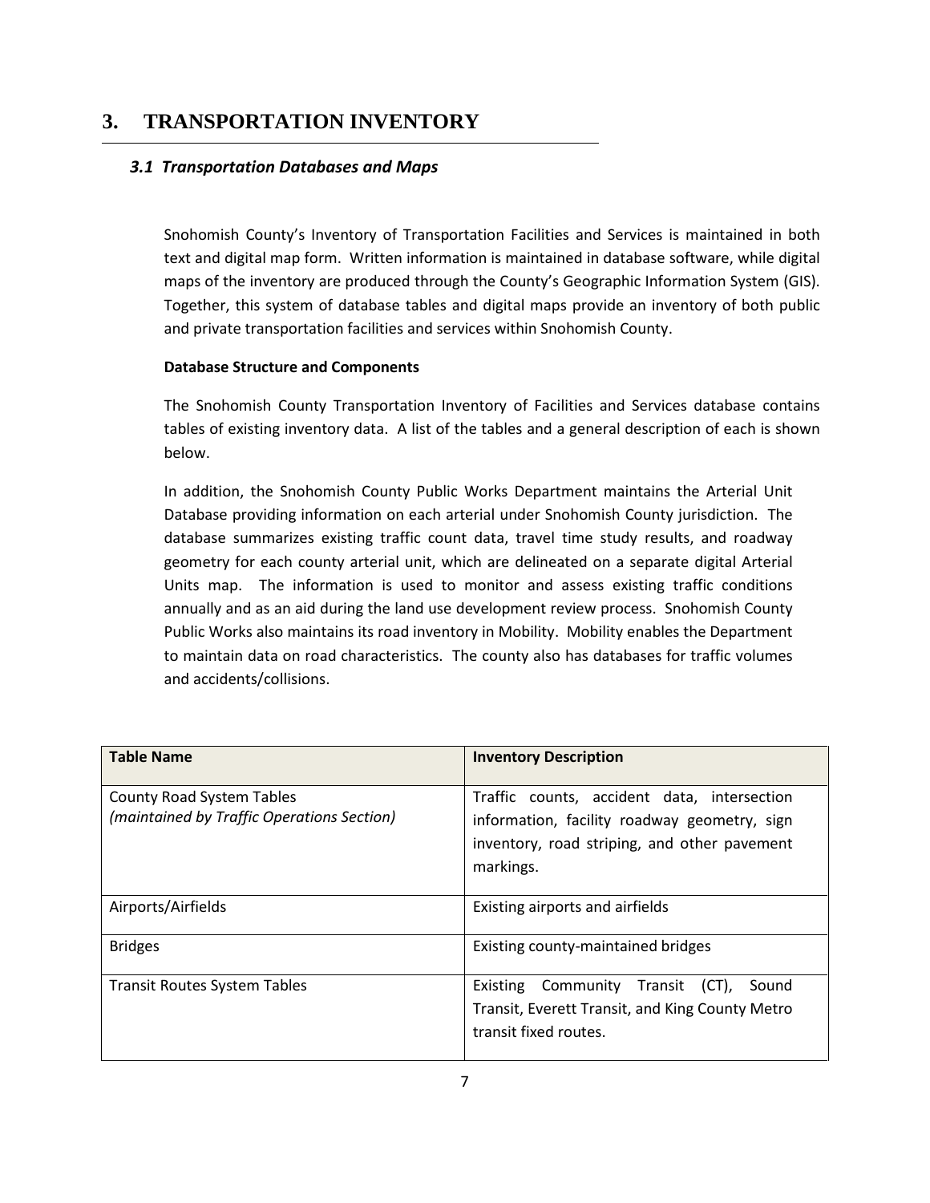# 3. TRANSPORTATION INVENTORY

## *3.1 Transportation Databases and Maps*

Snohomish County's Inventory of Transportation Facilities and Services is maintained in both text and digital map form. Written information is maintained in database software, while digital maps of the inventory are produced through the County's Geographic Information System (GIS). Together, this system of database tables and digital maps provide an inventory of both public and private transportation facilities and services within Snohomish County.

**Database Structure and Components**

The Snohomish County Transportation Inventory of Facilities and Services database contains tables of existing inventory data. A list of the tables and a general description of each is shown below.

In addition, the Snohomish County Public Works Department maintains the Arterial Unit Database providing information on each arterial under Snohomish County jurisdiction. The database summarizes existing traffic count data, travel time study results, and roadway geometry for each county arterial unit, which are delineated on a separate digital Arterial Units map. The information is used to monitor and assess existing traffic conditions annually and as an aid during the land use development review process. Snohomish County Public Works also maintains its road inventory in Mobility. Mobility enables the Department to maintain data on road characteristics. The county also has databases for traffic volumes and accidents/collisions.

| Table Name | Inventory Description |
| --- | --- |
| County Road System Tables *(maintained by Traffic Operations Section)* | Traffic counts, accident data, intersection information, facility roadway geometry, sign inventory, road striping, and other pavement markings. |
| Airports/Airfields | Existing airports and airfields |
| Bridges | Existing county-maintained bridges |
| Transit Routes System Tables | Existing Community Transit (CT), Sound Transit, Everett Transit, and King County Metro transit fixed routes. |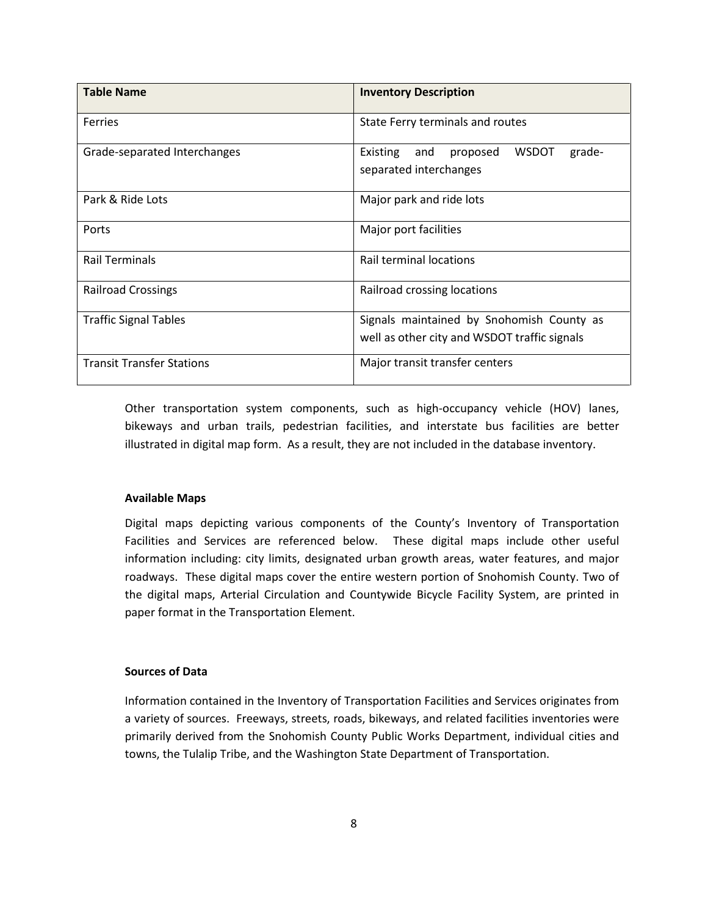| Table Name | Inventory Description |
| --- | --- |
| Ferries | State Ferry terminals and routes |
| Grade-separated Interchanges | Existing and proposed WSDOT grade-separated interchanges |
| Park & Ride Lots | Major park and ride lots |
| Ports | Major port facilities |
| Rail Terminals | Rail terminal locations |
| Railroad Crossings | Railroad crossing locations |
| Traffic Signal Tables | Signals maintained by Snohomish County as well as other city and WSDOT traffic signals |
| Transit Transfer Stations | Major transit transfer centers |

Other transportation system components, such as high-occupancy vehicle (HOV) lanes, bikeways and urban trails, pedestrian facilities, and interstate bus facilities are better illustrated in digital map form. As a result, they are not included in the database inventory.

**Available Maps**

Digital maps depicting various components of the County's Inventory of Transportation Facilities and Services are referenced below. These digital maps include other useful information including: city limits, designated urban growth areas, water features, and major roadways. These digital maps cover the entire western portion of Snohomish County. Two of the digital maps, Arterial Circulation and Countywide Bicycle Facility System, are printed in paper format in the Transportation Element.

**Sources of Data**

Information contained in the Inventory of Transportation Facilities and Services originates from a variety of sources. Freeways, streets, roads, bikeways, and related facilities inventories were primarily derived from the Snohomish County Public Works Department, individual cities and towns, the Tulalip Tribe, and the Washington State Department of Transportation.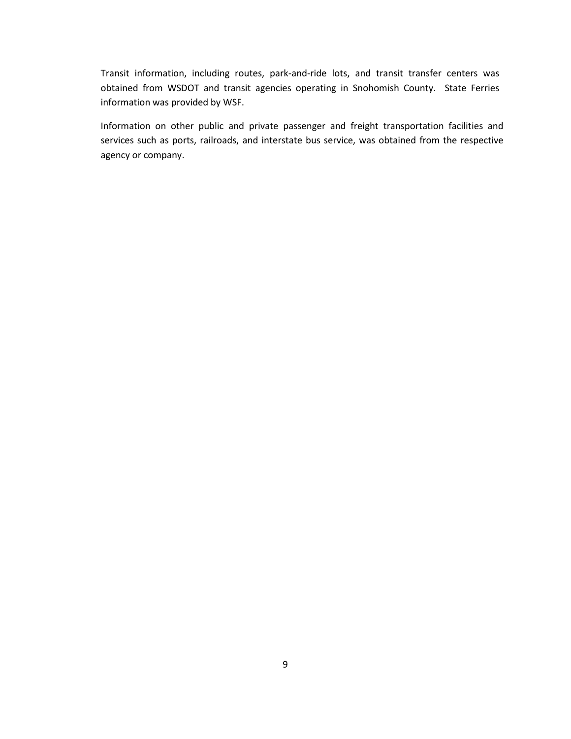Transit information, including routes, park-and-ride lots, and transit transfer centers was obtained from WSDOT and transit agencies operating in Snohomish County. State Ferries information was provided by WSF.

Information on other public and private passenger and freight transportation facilities and services such as ports, railroads, and interstate bus service, was obtained from the respective agency or company.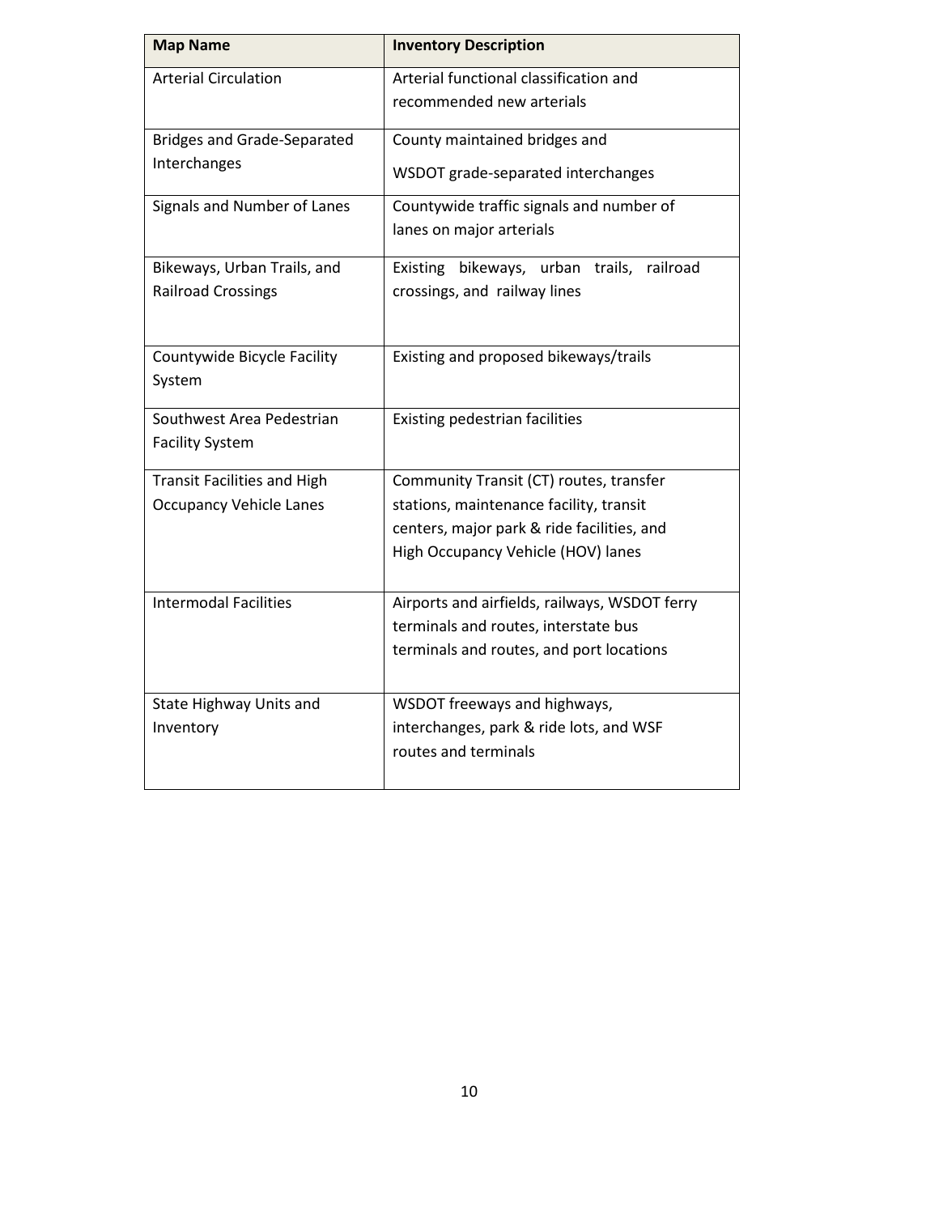| Map Name | Inventory Description |
| --- | --- |
| Arterial Circulation | Arterial functional classification and recommended new arterials |
| Bridges and Grade-Separated Interchanges | County maintained bridges and WSDOT grade-separated interchanges |
| Signals and Number of Lanes | Countywide traffic signals and number of lanes on major arterials |
| Bikeways, Urban Trails, and Railroad Crossings | Existing bikeways, urban trails, railroad crossings, and railway lines |
| Countywide Bicycle Facility System | Existing and proposed bikeways/trails |
| Southwest Area Pedestrian Facility System | Existing pedestrian facilities |
| Transit Facilities and High Occupancy Vehicle Lanes | Community Transit (CT) routes, transfer stations, maintenance facility, transit centers, major park & ride facilities, and High Occupancy Vehicle (HOV) lanes |
| Intermodal Facilities | Airports and airfields, railways, WSDOT ferry terminals and routes, interstate bus terminals and routes, and port locations |
| State Highway Units and Inventory | WSDOT freeways and highways, interchanges, park & ride lots, and WSF routes and terminals |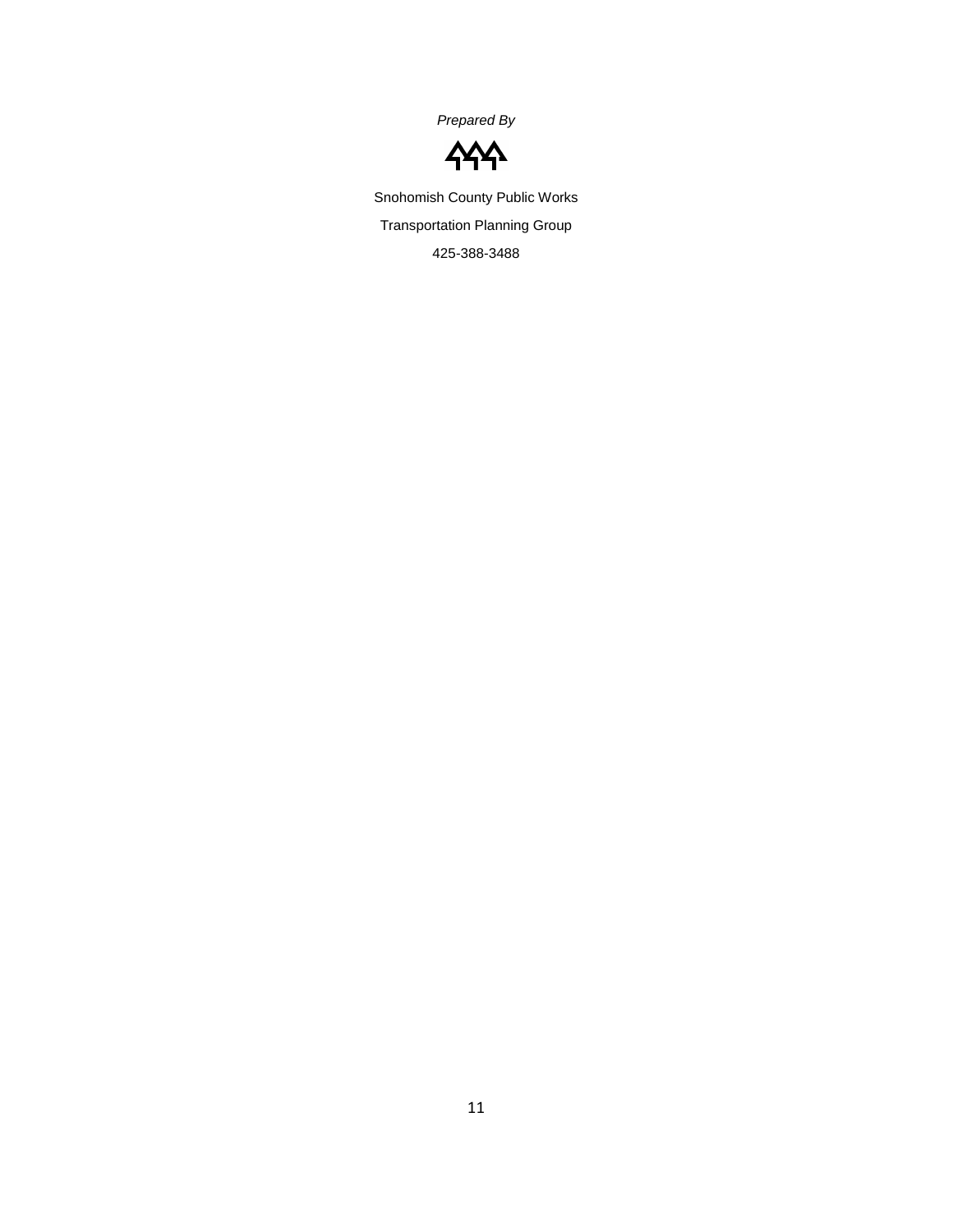*Prepared By*

Snohomish County Public Works

Transportation Planning Group

425-388-3488